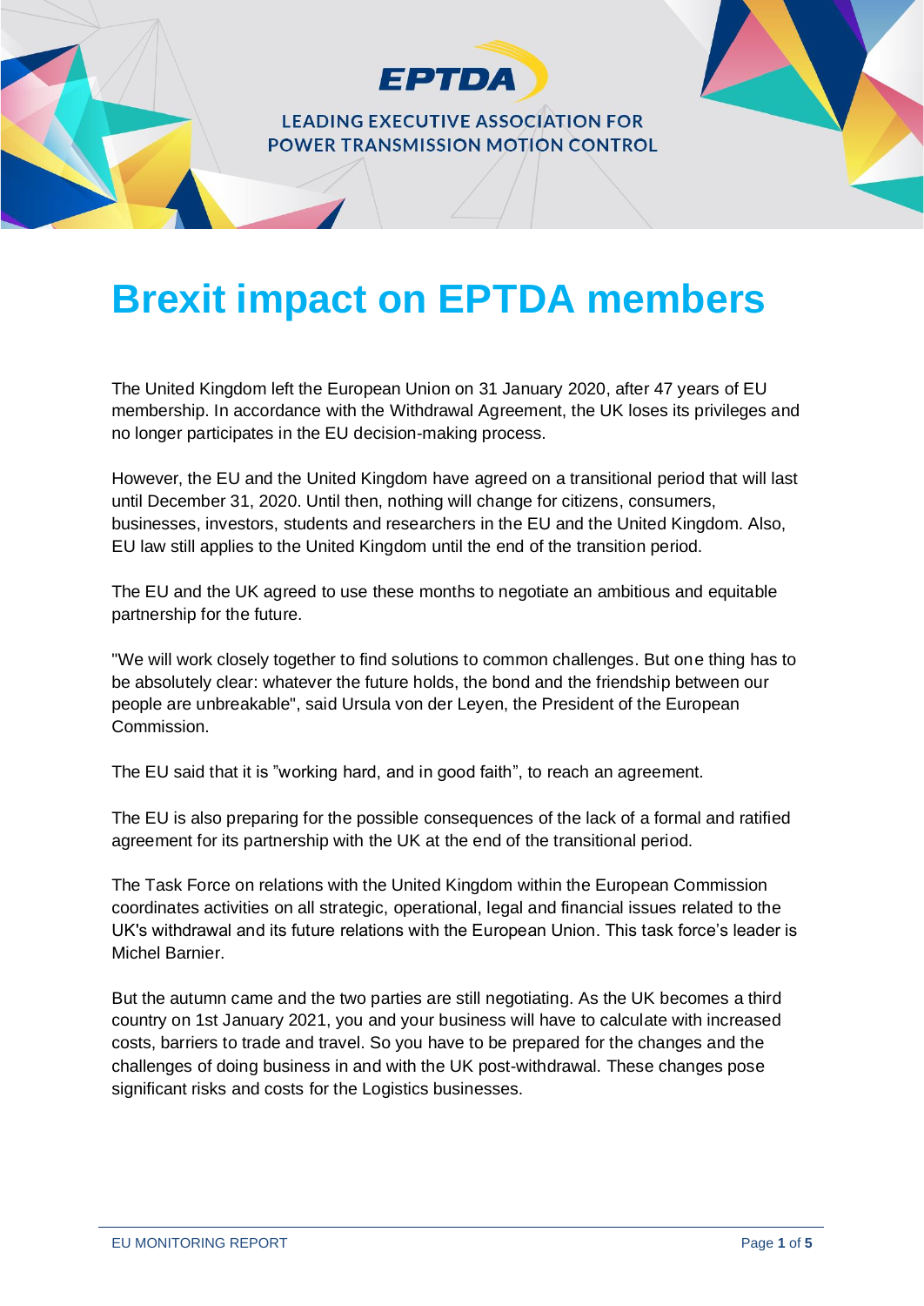EPTDA

LEADING EXECUTIVE ASSOCIATION FOR POWER TRANSMISSION MOTION CONTROL

# Brexit impact on EPTDA members

The United Kingdom left the European Union on 31 January 2020, after 47 years of EU membership. In accordance with the Withdrawal Agreement, the UK loses its privileges and no longer participates in the EU decision-making process.

However, the EU and the United Kingdom have agreed on a transitional period that will last until December 31, 2020. Until then, nothing will change for citizens, consumers, businesses, investors, students and researchers in the EU and the United Kingdom. Also, EU law still applies to the United Kingdom until the end of the transition period.

The EU and the UK agreed to use these months to negotiate an ambitious and equitable partnership for the future.

"We will work closely together to find solutions to common challenges. But one thing has to be absolutely clear: whatever the future holds, the bond and the friendship between our people are unbreakable", said Ursula von der Leyen, the President of the European Commission.

The EU said that it is "working hard, and in good faith", to reach an agreement.

The EU is also preparing for the possible consequences of the lack of a formal and ratified agreement for its partnership with the UK at the end of the transitional period.

The Task Force on relations with the United Kingdom within the European Commission coordinates activities on all strategic, operational, legal and financial issues related to the UK's withdrawal and its future relations with the European Union. This task force's leader is Michel Barnier.

But the autumn came and the two parties are still negotiating. As the UK becomes a third country on 1st January 2021, you and your business will have to calculate with increased costs, barriers to trade and travel. So you have to be prepared for the changes and the challenges of doing business in and with the UK post-withdrawal. These changes pose significant risks and costs for the Logistics businesses.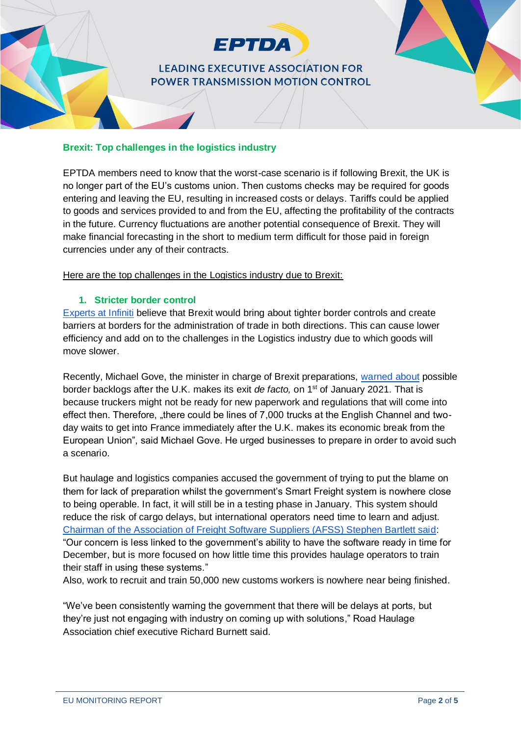## Brexit: Top challenges in the logistics industry

EPTDA members need to know that the worst-case scenario is if following Brexit, the UK is no longer part of the EU's customs union. Then customs checks may be required for goods entering and leaving the EU, resulting in increased costs or delays. Tariffs could be applied to goods and services provided to and from the EU, affecting the profitability of the contracts in the future. Currency fluctuations are another potential consequence of Brexit. They will make financial forecasting in the short to medium term difficult for those paid in foreign currencies under any of their contracts.

Here are the top challenges in the Logistics industry due to Brexit:

### 1. Stricter border control

Experts at Infiniti believe that Brexit would bring about tighter border controls and create barriers at borders for the administration of trade in both directions. This can cause lower efficiency and add on to the challenges in the Logistics industry due to which goods will move slower.

Recently, Michael Gove, the minister in charge of Brexit preparations, warned about possible border backlogs after the U.K. makes its exit *de facto,* on 1st of January 2021. That is because truckers might not be ready for new paperwork and regulations that will come into effect then. Therefore, „there could be lines of 7,000 trucks at the English Channel and two-day waits to get into France immediately after the U.K. makes its economic break from the European Union", said Michael Gove. He urged businesses to prepare in order to avoid such a scenario.

But haulage and logistics companies accused the government of trying to put the blame on them for lack of preparation whilst the government's Smart Freight system is nowhere close to being operable. In fact, it will still be in a testing phase in January. This system should reduce the risk of cargo delays, but international operators need time to learn and adjust. Chairman of the Association of Freight Software Suppliers (AFSS) Stephen Bartlett said: "Our concern is less linked to the government's ability to have the software ready in time for December, but is more focused on how little time this provides haulage operators to train their staff in using these systems."
Also, work to recruit and train 50,000 new customs workers is nowhere near being finished.

"We've been consistently warning the government that there will be delays at ports, but they're just not engaging with industry on coming up with solutions," Road Haulage Association chief executive Richard Burnett said.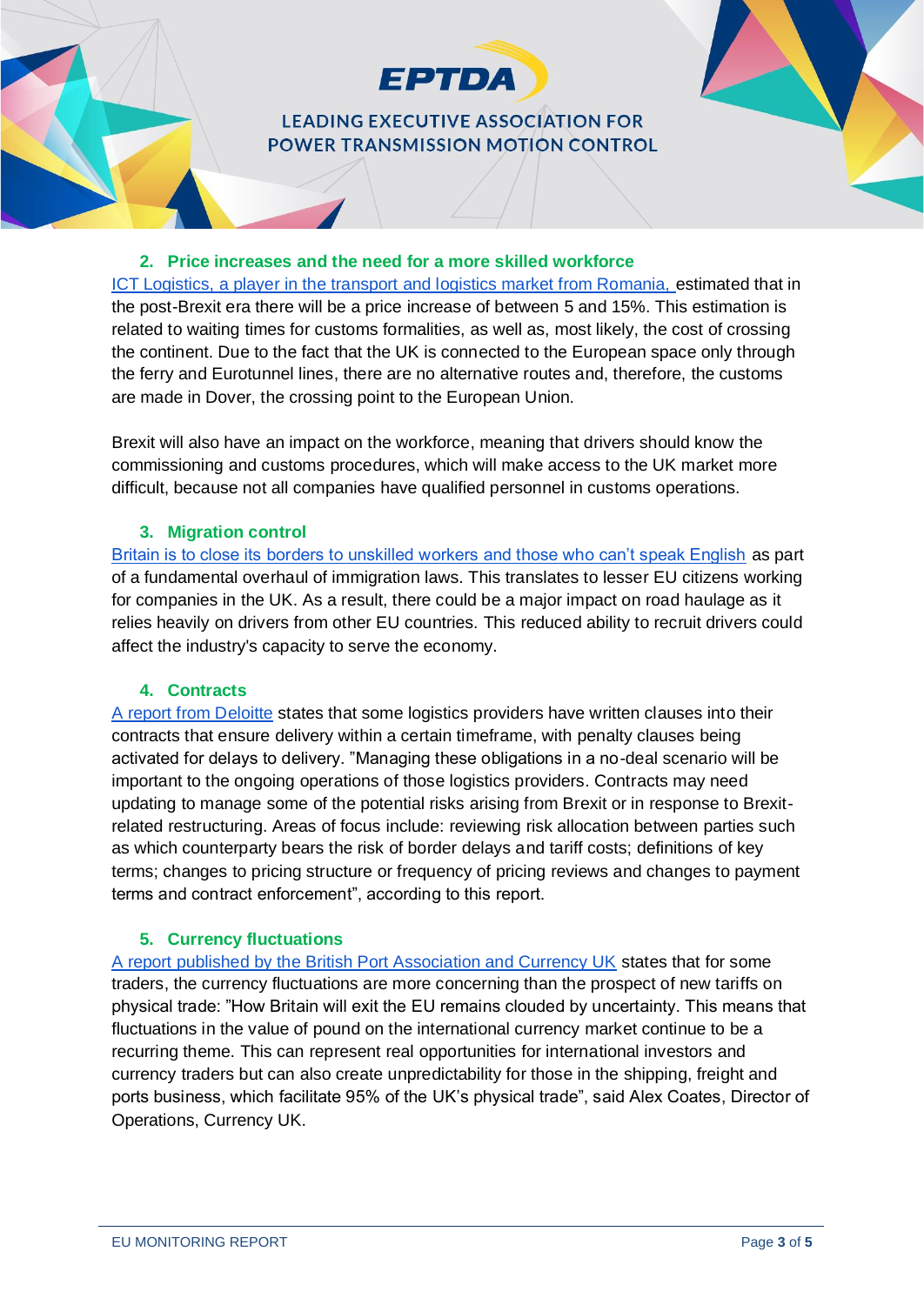## 2. Price increases and the need for a more skilled workforce

ICT Logistics, a player in the transport and logistics market from Romania, estimated that in the post-Brexit era there will be a price increase of between 5 and 15%. This estimation is related to waiting times for customs formalities, as well as, most likely, the cost of crossing the continent. Due to the fact that the UK is connected to the European space only through the ferry and Eurotunnel lines, there are no alternative routes and, therefore, the customs are made in Dover, the crossing point to the European Union.

Brexit will also have an impact on the workforce, meaning that drivers should know the commissioning and customs procedures, which will make access to the UK market more difficult, because not all companies have qualified personnel in customs operations.

## 3. Migration control

Britain is to close its borders to unskilled workers and those who can't speak English as part of a fundamental overhaul of immigration laws. This translates to lesser EU citizens working for companies in the UK. As a result, there could be a major impact on road haulage as it relies heavily on drivers from other EU countries. This reduced ability to recruit drivers could affect the industry's capacity to serve the economy.

## 4. Contracts

A report from Deloitte states that some logistics providers have written clauses into their contracts that ensure delivery within a certain timeframe, with penalty clauses being activated for delays to delivery. "Managing these obligations in a no-deal scenario will be important to the ongoing operations of those logistics providers. Contracts may need updating to manage some of the potential risks arising from Brexit or in response to Brexit-related restructuring. Areas of focus include: reviewing risk allocation between parties such as which counterparty bears the risk of border delays and tariff costs; definitions of key terms; changes to pricing structure or frequency of pricing reviews and changes to payment terms and contract enforcement", according to this report.

## 5. Currency fluctuations

A report published by the British Port Association and Currency UK states that for some traders, the currency fluctuations are more concerning than the prospect of new tariffs on physical trade: "How Britain will exit the EU remains clouded by uncertainty. This means that fluctuations in the value of pound on the international currency market continue to be a recurring theme. This can represent real opportunities for international investors and currency traders but can also create unpredictability for those in the shipping, freight and ports business, which facilitate 95% of the UK's physical trade", said Alex Coates, Director of Operations, Currency UK.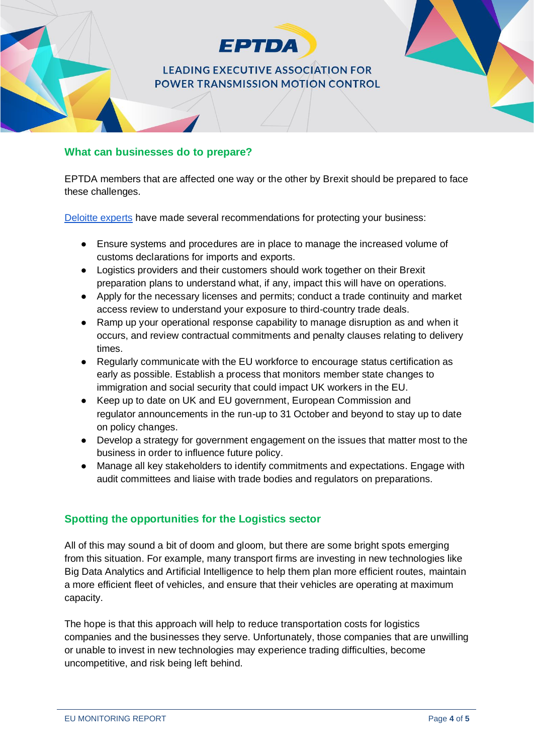## What can businesses do to prepare?

EPTDA members that are affected one way or the other by Brexit should be prepared to face these challenges.

Deloitte experts have made several recommendations for protecting your business:

- Ensure systems and procedures are in place to manage the increased volume of customs declarations for imports and exports.
- Logistics providers and their customers should work together on their Brexit preparation plans to understand what, if any, impact this will have on operations.
- Apply for the necessary licenses and permits; conduct a trade continuity and market access review to understand your exposure to third-country trade deals.
- Ramp up your operational response capability to manage disruption as and when it occurs, and review contractual commitments and penalty clauses relating to delivery times.
- Regularly communicate with the EU workforce to encourage status certification as early as possible. Establish a process that monitors member state changes to immigration and social security that could impact UK workers in the EU.
- Keep up to date on UK and EU government, European Commission and regulator announcements in the run-up to 31 October and beyond to stay up to date on policy changes.
- Develop a strategy for government engagement on the issues that matter most to the business in order to influence future policy.
- Manage all key stakeholders to identify commitments and expectations. Engage with audit committees and liaise with trade bodies and regulators on preparations.

## Spotting the opportunities for the Logistics sector

All of this may sound a bit of doom and gloom, but there are some bright spots emerging from this situation. For example, many transport firms are investing in new technologies like Big Data Analytics and Artificial Intelligence to help them plan more efficient routes, maintain a more efficient fleet of vehicles, and ensure that their vehicles are operating at maximum capacity.

The hope is that this approach will help to reduce transportation costs for logistics companies and the businesses they serve. Unfortunately, those companies that are unwilling or unable to invest in new technologies may experience trading difficulties, become uncompetitive, and risk being left behind.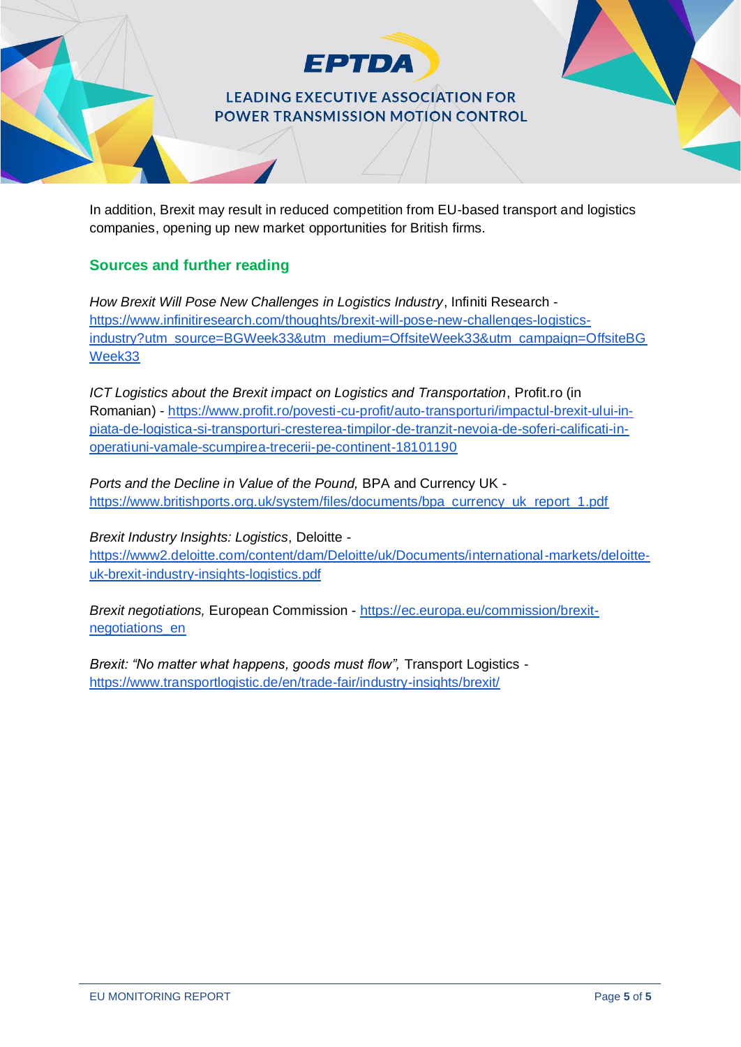In addition, Brexit may result in reduced competition from EU-based transport and logistics companies, opening up new market opportunities for British firms.

## Sources and further reading

*How Brexit Will Pose New Challenges in Logistics Industry*, Infiniti Research - https://www.infinitiresearch.com/thoughts/brexit-will-pose-new-challenges-logistics-industry?utm_source=BGWeek33&utm_medium=OffsiteWeek33&utm_campaign=OffsiteBGWeek33

*ICT Logistics about the Brexit impact on Logistics and Transportation*, Profit.ro (in Romanian) - https://www.profit.ro/povesti-cu-profit/auto-transporturi/impactul-brexit-ului-in-piata-de-logistica-si-transporturi-cresterea-timpilor-de-tranzit-nevoia-de-soferi-calificati-in-operatiuni-vamale-scumpirea-trecerii-pe-continent-18101190

*Ports and the Decline in Value of the Pound,* BPA and Currency UK - https://www.britishports.org.uk/system/files/documents/bpa_currency_uk_report_1.pdf

*Brexit Industry Insights: Logistics*, Deloitte - https://www2.deloitte.com/content/dam/Deloitte/uk/Documents/international-markets/deloitte-uk-brexit-industry-insights-logistics.pdf

*Brexit negotiations,* European Commission - https://ec.europa.eu/commission/brexit-negotiations_en

*Brexit: "No matter what happens, goods must flow",* Transport Logistics - https://www.transportlogistic.de/en/trade-fair/industry-insights/brexit/